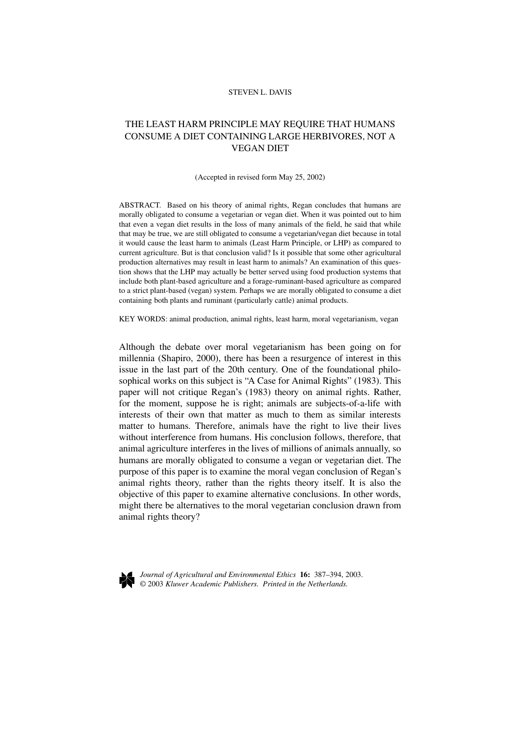STEVEN L. DAVIS

# THE LEAST HARM PRINCIPLE MAY REQUIRE THAT HUMANS CONSUME A DIET CONTAINING LARGE HERBIVORES, NOT A VEGAN DIET

(Accepted in revised form May 25, 2002)

ABSTRACT. Based on his theory of animal rights, Regan concludes that humans are morally obligated to consume a vegetarian or vegan diet. When it was pointed out to him that even a vegan diet results in the loss of many animals of the field, he said that while that may be true, we are still obligated to consume a vegetarian/vegan diet because in total it would cause the least harm to animals (Least Harm Principle, or LHP) as compared to current agriculture. But is that conclusion valid? Is it possible that some other agricultural production alternatives may result in least harm to animals? An examination of this question shows that the LHP may actually be better served using food production systems that include both plant-based agriculture and a forage-ruminant-based agriculture as compared to a strict plant-based (vegan) system. Perhaps we are morally obligated to consume a diet containing both plants and ruminant (particularly cattle) animal products.

KEY WORDS: animal production, animal rights, least harm, moral vegetarianism, vegan

Although the debate over moral vegetarianism has been going on for millennia (Shapiro, 2000), there has been a resurgence of interest in this issue in the last part of the 20th century. One of the foundational philosophical works on this subject is "A Case for Animal Rights" (1983). This paper will not critique Regan's (1983) theory on animal rights. Rather, for the moment, suppose he is right; animals are subjects-of-a-life with interests of their own that matter as much to them as similar interests matter to humans. Therefore, animals have the right to live their lives without interference from humans. His conclusion follows, therefore, that animal agriculture interferes in the lives of millions of animals annually, so humans are morally obligated to consume a vegan or vegetarian diet. The purpose of this paper is to examine the moral vegan conclusion of Regan's animal rights theory, rather than the rights theory itself. It is also the objective of this paper to examine alternative conclusions. In other words, might there be alternatives to the moral vegetarian conclusion drawn from animal rights theory?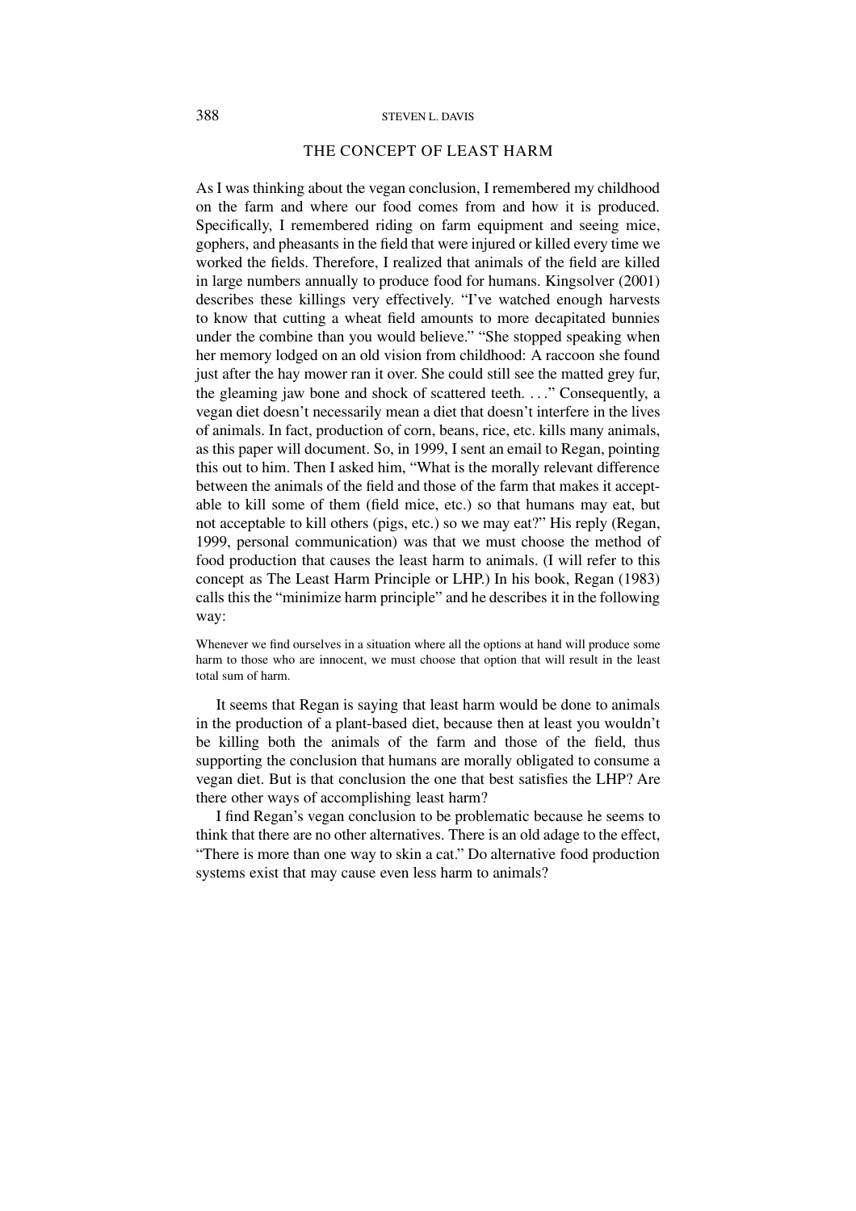## THE CONCEPT OF LEAST HARM

As I was thinking about the vegan conclusion, I remembered my childhood on the farm and where our food comes from and how it is produced. Specifically, I remembered riding on farm equipment and seeing mice, gophers, and pheasants in the field that were injured or killed every time we worked the fields. Therefore, I realized that animals of the field are killed in large numbers annually to produce food for humans. Kingsolver (2001) describes these killings very effectively. "I've watched enough harvests to know that cutting a wheat field amounts to more decapitated bunnies under the combine than you would believe." "She stopped speaking when her memory lodged on an old vision from childhood: A raccoon she found just after the hay mower ran it over. She could still see the matted grey fur, the gleaming jaw bone and shock of scattered teeth. . . ." Consequently, a vegan diet doesn't necessarily mean a diet that doesn't interfere in the lives of animals. In fact, production of corn, beans, rice, etc. kills many animals, as this paper will document. So, in 1999, I sent an email to Regan, pointing this out to him. Then I asked him, "What is the morally relevant difference between the animals of the field and those of the farm that makes it acceptable to kill some of them (field mice, etc.) so that humans may eat, but not acceptable to kill others (pigs, etc.) so we may eat?" His reply (Regan, 1999, personal communication) was that we must choose the method of food production that causes the least harm to animals. (I will refer to this concept as The Least Harm Principle or LHP.) In his book, Regan (1983) calls this the "minimize harm principle" and he describes it in the following way:

> Whenever we find ourselves in a situation where all the options at hand will produce some harm to those who are innocent, we must choose that option that will result in the least total sum of harm.

It seems that Regan is saying that least harm would be done to animals in the production of a plant-based diet, because then at least you wouldn't be killing both the animals of the farm and those of the field, thus supporting the conclusion that humans are morally obligated to consume a vegan diet. But is that conclusion the one that best satisfies the LHP? Are there other ways of accomplishing least harm?

I find Regan's vegan conclusion to be problematic because he seems to think that there are no other alternatives. There is an old adage to the effect, "There is more than one way to skin a cat." Do alternative food production systems exist that may cause even less harm to animals?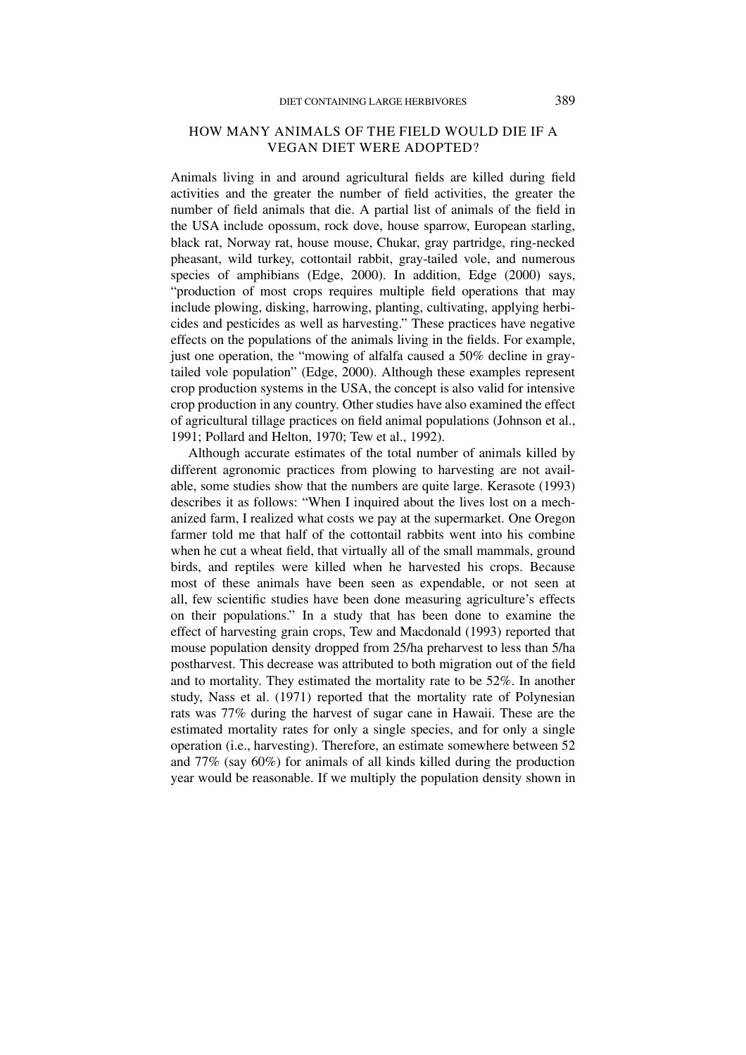## HOW MANY ANIMALS OF THE FIELD WOULD DIE IF A VEGAN DIET WERE ADOPTED?

Animals living in and around agricultural fields are killed during field activities and the greater the number of field activities, the greater the number of field animals that die. A partial list of animals of the field in the USA include opossum, rock dove, house sparrow, European starling, black rat, Norway rat, house mouse, Chukar, gray partridge, ring-necked pheasant, wild turkey, cottontail rabbit, gray-tailed vole, and numerous species of amphibians (Edge, 2000). In addition, Edge (2000) says, "production of most crops requires multiple field operations that may include plowing, disking, harrowing, planting, cultivating, applying herbicides and pesticides as well as harvesting." These practices have negative effects on the populations of the animals living in the fields. For example, just one operation, the "mowing of alfalfa caused a 50% decline in gray-tailed vole population" (Edge, 2000). Although these examples represent crop production systems in the USA, the concept is also valid for intensive crop production in any country. Other studies have also examined the effect of agricultural tillage practices on field animal populations (Johnson et al., 1991; Pollard and Helton, 1970; Tew et al., 1992).

Although accurate estimates of the total number of animals killed by different agronomic practices from plowing to harvesting are not available, some studies show that the numbers are quite large. Kerasote (1993) describes it as follows: "When I inquired about the lives lost on a mechanized farm, I realized what costs we pay at the supermarket. One Oregon farmer told me that half of the cottontail rabbits went into his combine when he cut a wheat field, that virtually all of the small mammals, ground birds, and reptiles were killed when he harvested his crops. Because most of these animals have been seen as expendable, or not seen at all, few scientific studies have been done measuring agriculture's effects on their populations." In a study that has been done to examine the effect of harvesting grain crops, Tew and Macdonald (1993) reported that mouse population density dropped from 25/ha preharvest to less than 5/ha postharvest. This decrease was attributed to both migration out of the field and to mortality. They estimated the mortality rate to be 52%. In another study, Nass et al. (1971) reported that the mortality rate of Polynesian rats was 77% during the harvest of sugar cane in Hawaii. These are the estimated mortality rates for only a single species, and for only a single operation (i.e., harvesting). Therefore, an estimate somewhere between 52 and 77% (say 60%) for animals of all kinds killed during the production year would be reasonable. If we multiply the population density shown in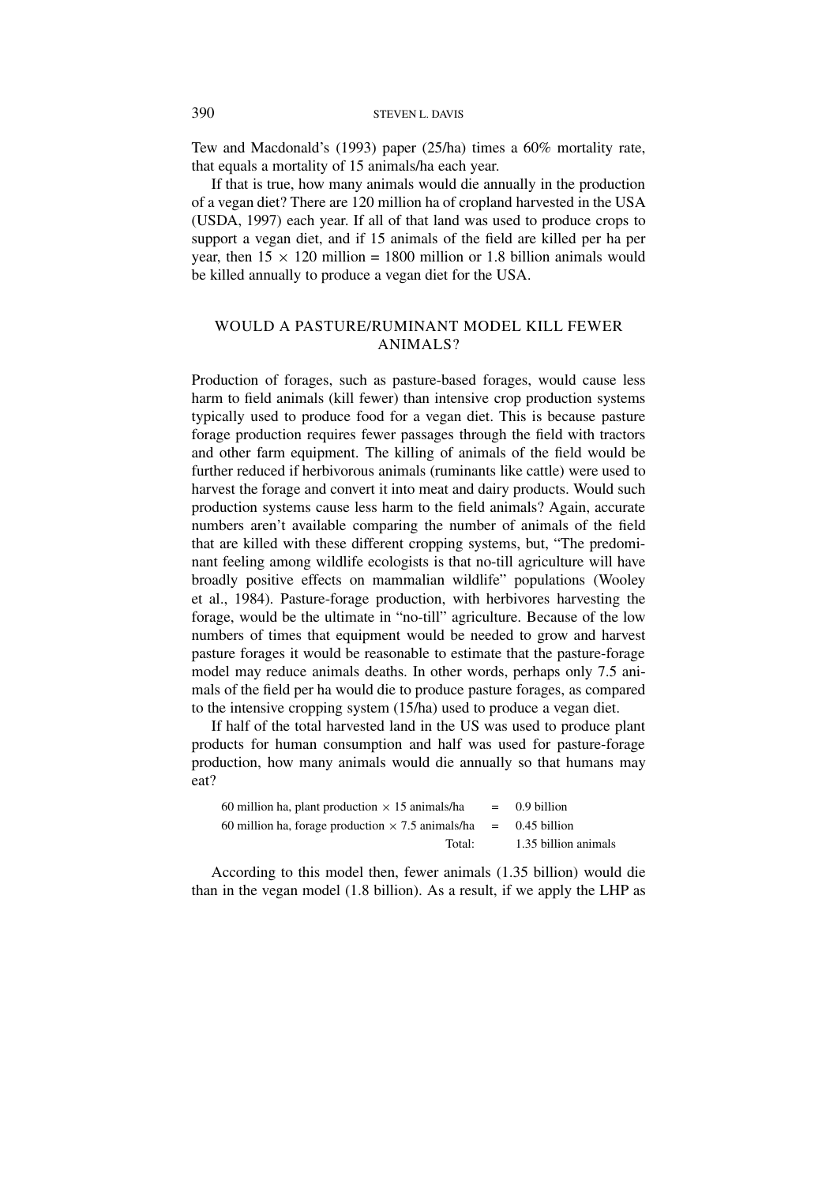Tew and Macdonald's (1993) paper (25/ha) times a 60% mortality rate, that equals a mortality of 15 animals/ha each year.

If that is true, how many animals would die annually in the production of a vegan diet? There are 120 million ha of cropland harvested in the USA (USDA, 1997) each year. If all of that land was used to produce crops to support a vegan diet, and if 15 animals of the field are killed per ha per year, then $15 \times 120$ million = 1800 million or 1.8 billion animals would be killed annually to produce a vegan diet for the USA.

## WOULD A PASTURE/RUMINANT MODEL KILL FEWER ANIMALS?

Production of forages, such as pasture-based forages, would cause less harm to field animals (kill fewer) than intensive crop production systems typically used to produce food for a vegan diet. This is because pasture forage production requires fewer passages through the field with tractors and other farm equipment. The killing of animals of the field would be further reduced if herbivorous animals (ruminants like cattle) were used to harvest the forage and convert it into meat and dairy products. Would such production systems cause less harm to the field animals? Again, accurate numbers aren't available comparing the number of animals of the field that are killed with these different cropping systems, but, "The predominant feeling among wildlife ecologists is that no-till agriculture will have broadly positive effects on mammalian wildlife" populations (Wooley et al., 1984). Pasture-forage production, with herbivores harvesting the forage, would be the ultimate in "no-till" agriculture. Because of the low numbers of times that equipment would be needed to grow and harvest pasture forages it would be reasonable to estimate that the pasture-forage model may reduce animals deaths. In other words, perhaps only 7.5 animals of the field per ha would die to produce pasture forages, as compared to the intensive cropping system (15/ha) used to produce a vegan diet.

If half of the total harvested land in the US was used to produce plant products for human consumption and half was used for pasture-forage production, how many animals would die annually so that humans may eat?

| | | |
|---|---|---|
| 60 million ha, plant production $\times$ 15 animals/ha | = | 0.9 billion |
| 60 million ha, forage production $\times$ 7.5 animals/ha | = | 0.45 billion |
| Total: | | 1.35 billion animals |

According to this model then, fewer animals (1.35 billion) would die than in the vegan model (1.8 billion). As a result, if we apply the LHP as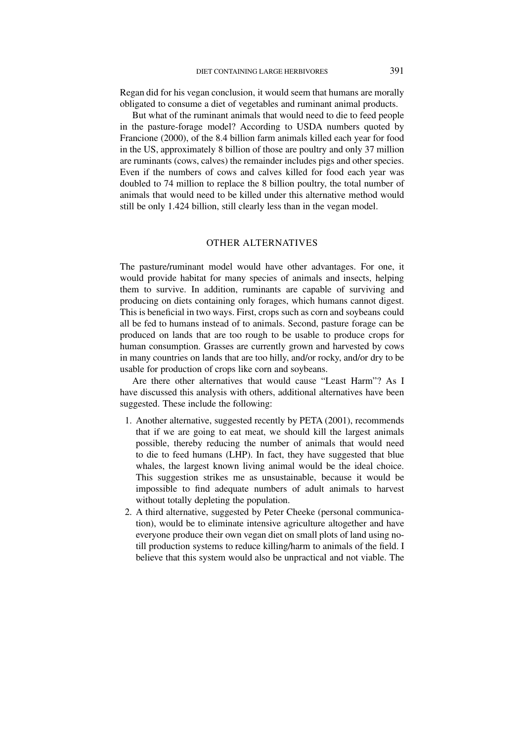Regan did for his vegan conclusion, it would seem that humans are morally obligated to consume a diet of vegetables and ruminant animal products.

But what of the ruminant animals that would need to die to feed people in the pasture-forage model? According to USDA numbers quoted by Francione (2000), of the 8.4 billion farm animals killed each year for food in the US, approximately 8 billion of those are poultry and only 37 million are ruminants (cows, calves) the remainder includes pigs and other species. Even if the numbers of cows and calves killed for food each year was doubled to 74 million to replace the 8 billion poultry, the total number of animals that would need to be killed under this alternative method would still be only 1.424 billion, still clearly less than in the vegan model.

## OTHER ALTERNATIVES

The pasture/ruminant model would have other advantages. For one, it would provide habitat for many species of animals and insects, helping them to survive. In addition, ruminants are capable of surviving and producing on diets containing only forages, which humans cannot digest. This is beneficial in two ways. First, crops such as corn and soybeans could all be fed to humans instead of to animals. Second, pasture forage can be produced on lands that are too rough to be usable to produce crops for human consumption. Grasses are currently grown and harvested by cows in many countries on lands that are too hilly, and/or rocky, and/or dry to be usable for production of crops like corn and soybeans.

Are there other alternatives that would cause "Least Harm"? As I have discussed this analysis with others, additional alternatives have been suggested. These include the following:

1. Another alternative, suggested recently by PETA (2001), recommends that if we are going to eat meat, we should kill the largest animals possible, thereby reducing the number of animals that would need to die to feed humans (LHP). In fact, they have suggested that blue whales, the largest known living animal would be the ideal choice. This suggestion strikes me as unsustainable, because it would be impossible to find adequate numbers of adult animals to harvest without totally depleting the population.
2. A third alternative, suggested by Peter Cheeke (personal communication), would be to eliminate intensive agriculture altogether and have everyone produce their own vegan diet on small plots of land using no-till production systems to reduce killing/harm to animals of the field. I believe that this system would also be unpractical and not viable. The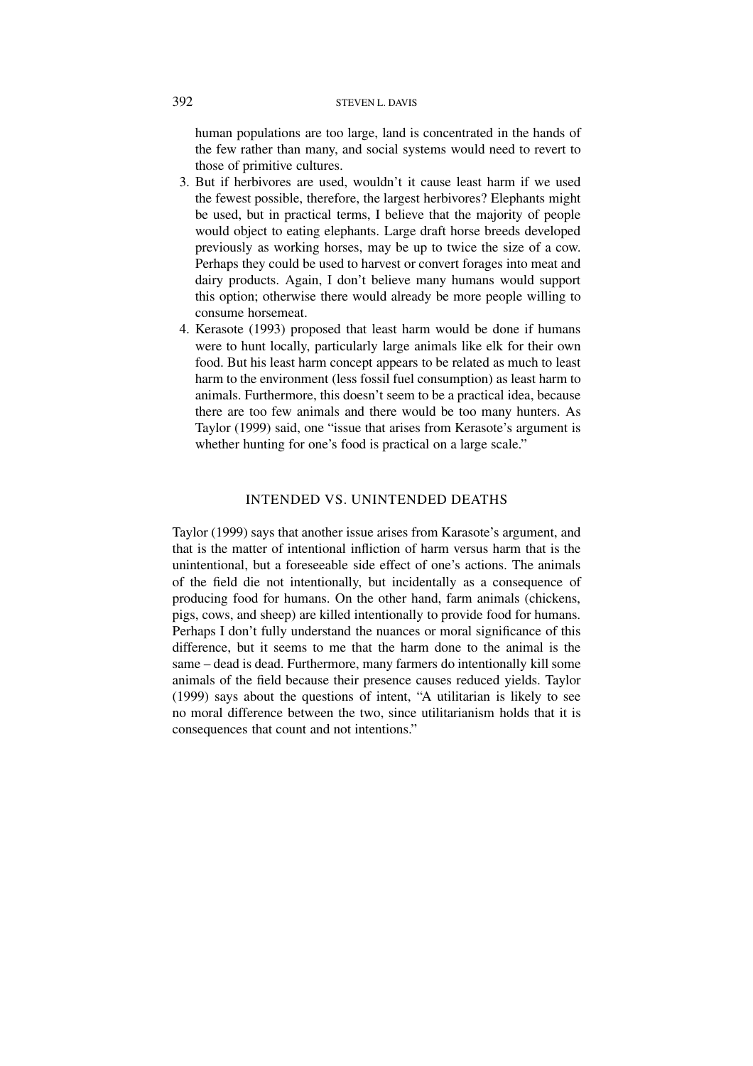human populations are too large, land is concentrated in the hands of the few rather than many, and social systems would need to revert to those of primitive cultures.

3. But if herbivores are used, wouldn't it cause least harm if we used the fewest possible, therefore, the largest herbivores? Elephants might be used, but in practical terms, I believe that the majority of people would object to eating elephants. Large draft horse breeds developed previously as working horses, may be up to twice the size of a cow. Perhaps they could be used to harvest or convert forages into meat and dairy products. Again, I don't believe many humans would support this option; otherwise there would already be more people willing to consume horsemeat.
4. Kerasote (1993) proposed that least harm would be done if humans were to hunt locally, particularly large animals like elk for their own food. But his least harm concept appears to be related as much to least harm to the environment (less fossil fuel consumption) as least harm to animals. Furthermore, this doesn't seem to be a practical idea, because there are too few animals and there would be too many hunters. As Taylor (1999) said, one "issue that arises from Kerasote's argument is whether hunting for one's food is practical on a large scale."

## INTENDED VS. UNINTENDED DEATHS

Taylor (1999) says that another issue arises from Karasote's argument, and that is the matter of intentional infliction of harm versus harm that is the unintentional, but a foreseeable side effect of one's actions. The animals of the field die not intentionally, but incidentally as a consequence of producing food for humans. On the other hand, farm animals (chickens, pigs, cows, and sheep) are killed intentionally to provide food for humans. Perhaps I don't fully understand the nuances or moral significance of this difference, but it seems to me that the harm done to the animal is the same – dead is dead. Furthermore, many farmers do intentionally kill some animals of the field because their presence causes reduced yields. Taylor (1999) says about the questions of intent, "A utilitarian is likely to see no moral difference between the two, since utilitarianism holds that it is consequences that count and not intentions."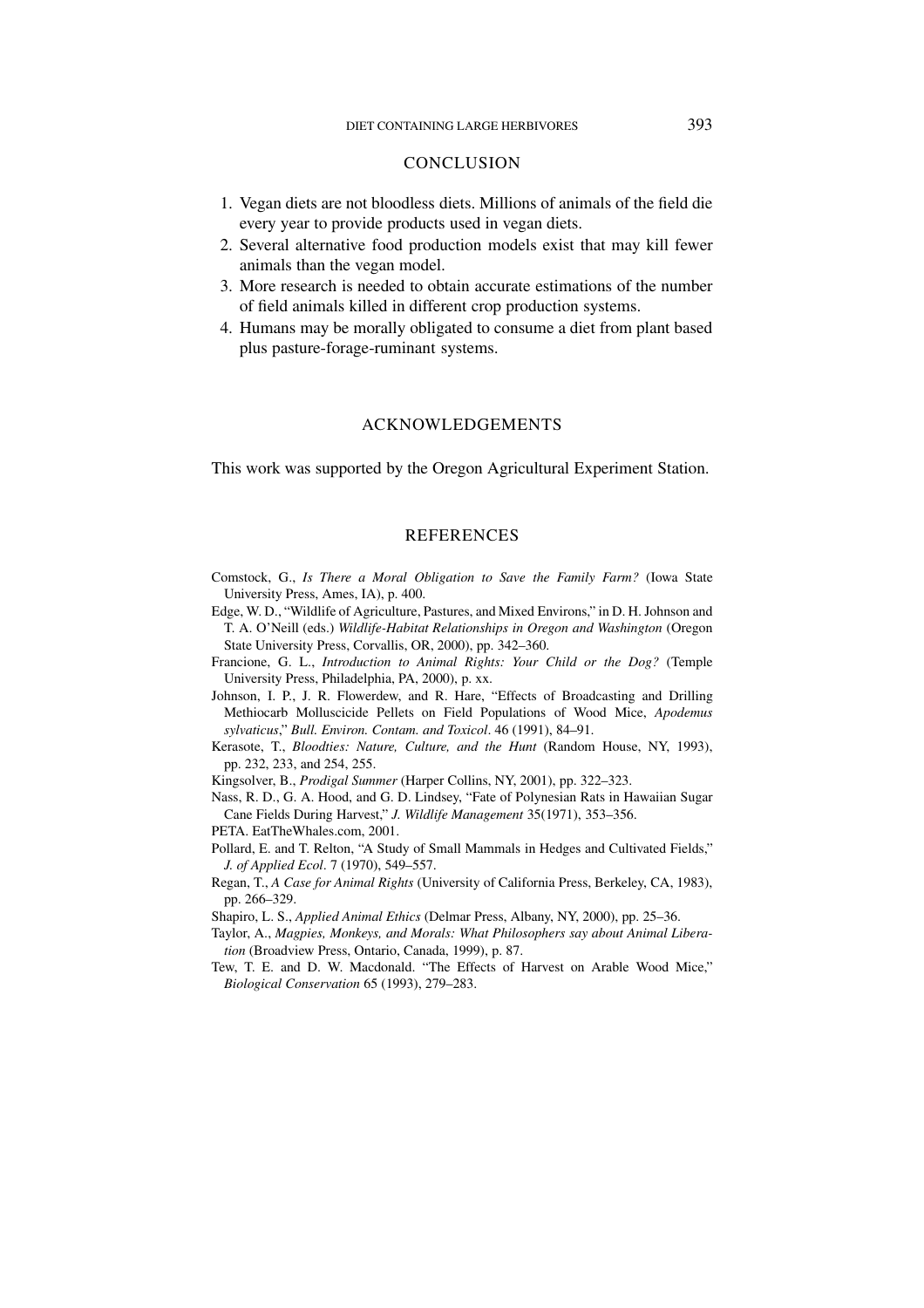## CONCLUSION

1. Vegan diets are not bloodless diets. Millions of animals of the field die every year to provide products used in vegan diets.
2. Several alternative food production models exist that may kill fewer animals than the vegan model.
3. More research is needed to obtain accurate estimations of the number of field animals killed in different crop production systems.
4. Humans may be morally obligated to consume a diet from plant based plus pasture-forage-ruminant systems.

## ACKNOWLEDGEMENTS

This work was supported by the Oregon Agricultural Experiment Station.

## REFERENCES

Comstock, G., *Is There a Moral Obligation to Save the Family Farm?* (Iowa State University Press, Ames, IA), p. 400.

Edge, W. D., "Wildlife of Agriculture, Pastures, and Mixed Environs," in D. H. Johnson and T. A. O'Neill (eds.) *Wildlife-Habitat Relationships in Oregon and Washington* (Oregon State University Press, Corvallis, OR, 2000), pp. 342–360.

Francione, G. L., *Introduction to Animal Rights: Your Child or the Dog?* (Temple University Press, Philadelphia, PA, 2000), p. xx.

Johnson, I. P., J. R. Flowerdew, and R. Hare, "Effects of Broadcasting and Drilling Methiocarb Molluscicide Pellets on Field Populations of Wood Mice, *Apodemus sylvaticus*," *Bull. Environ. Contam. and Toxicol*. 46 (1991), 84–91.

Kerasote, T., *Bloodties: Nature, Culture, and the Hunt* (Random House, NY, 1993), pp. 232, 233, and 254, 255.

Kingsolver, B., *Prodigal Summer* (Harper Collins, NY, 2001), pp. 322–323.

Nass, R. D., G. A. Hood, and G. D. Lindsey, "Fate of Polynesian Rats in Hawaiian Sugar Cane Fields During Harvest," *J. Wildlife Management* 35(1971), 353–356.

PETA. EatTheWhales.com, 2001.

Pollard, E. and T. Relton, "A Study of Small Mammals in Hedges and Cultivated Fields," *J. of Applied Ecol*. 7 (1970), 549–557.

Regan, T., *A Case for Animal Rights* (University of California Press, Berkeley, CA, 1983), pp. 266–329.

Shapiro, L. S., *Applied Animal Ethics* (Delmar Press, Albany, NY, 2000), pp. 25–36.

Taylor, A., *Magpies, Monkeys, and Morals: What Philosophers say about Animal Liberation* (Broadview Press, Ontario, Canada, 1999), p. 87.

Tew, T. E. and D. W. Macdonald. "The Effects of Harvest on Arable Wood Mice," *Biological Conservation* 65 (1993), 279–283.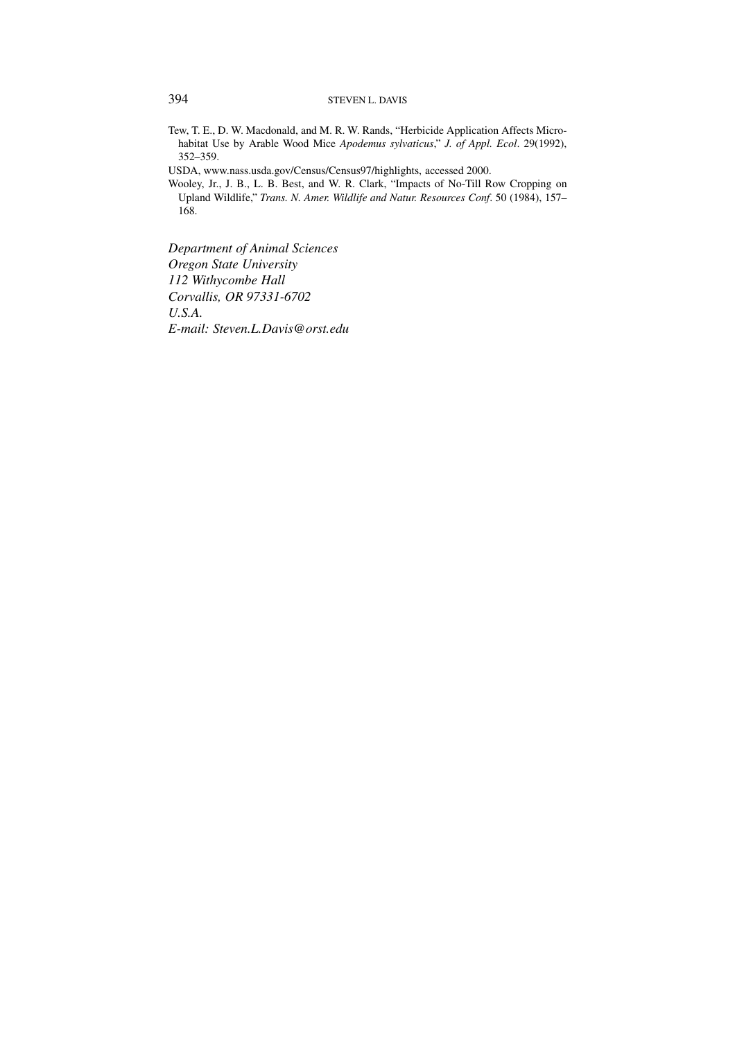Tew, T. E., D. W. Macdonald, and M. R. W. Rands, "Herbicide Application Affects Microhabitat Use by Arable Wood Mice *Apodemus sylvaticus*," *J. of Appl. Ecol*. 29(1992), 352–359.

USDA, www.nass.usda.gov/Census/Census97/highlights, accessed 2000.

Wooley, Jr., J. B., L. B. Best, and W. R. Clark, "Impacts of No-Till Row Cropping on Upland Wildlife," *Trans. N. Amer. Wildlife and Natur. Resources Conf*. 50 (1984), 157–168.

*Department of Animal Sciences*
*Oregon State University*
*112 Withycombe Hall*
*Corvallis, OR 97331-6702*
*U.S.A.*
*E-mail: Steven.L.Davis@orst.edu*